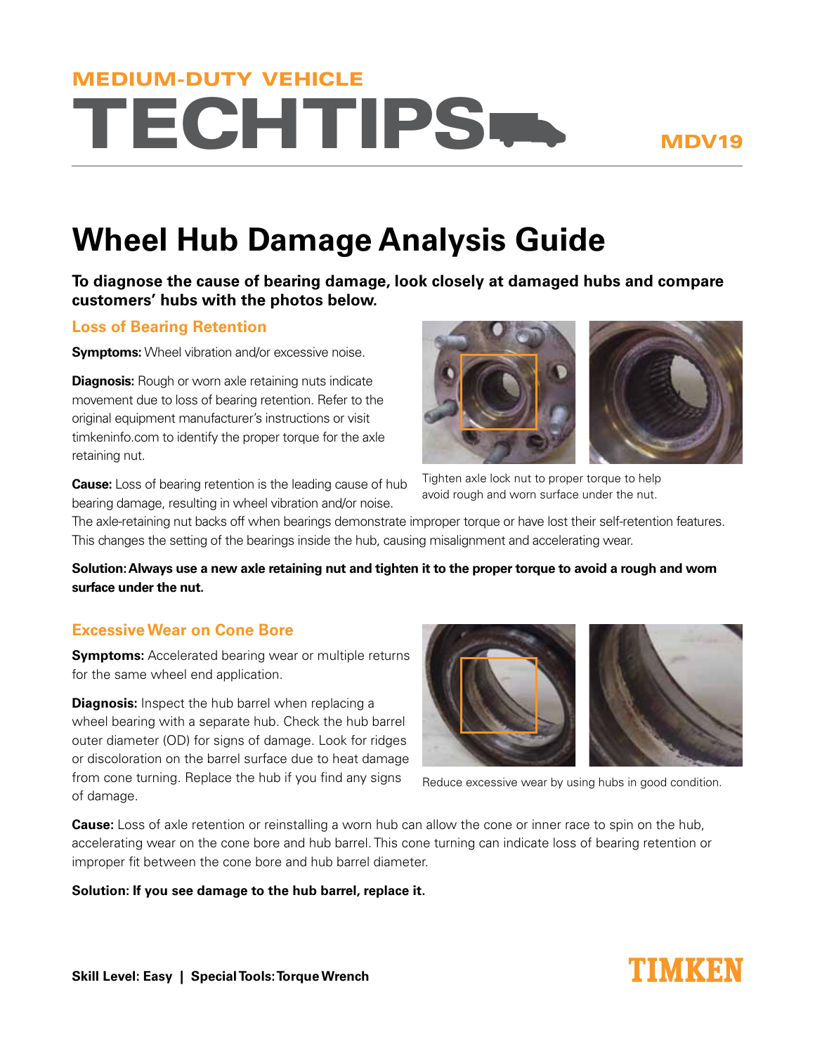MEDIUM-DUTY VEHICLE

# TECHTIPS

MDV19

## Wheel Hub Damage Analysis Guide

**To diagnose the cause of bearing damage, look closely at damaged hubs and compare customers' hubs with the photos below.**

### Loss of Bearing Retention

**Symptoms:** Wheel vibration and/or excessive noise.

**Diagnosis:** Rough or worn axle retaining nuts indicate movement due to loss of bearing retention. Refer to the original equipment manufacturer's instructions or visit timkeninfo.com to identify the proper torque for the axle retaining nut.

Tighten axle lock nut to proper torque to help avoid rough and worn surface under the nut.

**Cause:** Loss of bearing retention is the leading cause of hub bearing damage, resulting in wheel vibration and/or noise. The axle-retaining nut backs off when bearings demonstrate improper torque or have lost their self-retention features. This changes the setting of the bearings inside the hub, causing misalignment and accelerating wear.

**Solution: Always use a new axle retaining nut and tighten it to the proper torque to avoid a rough and worn surface under the nut.**

### Excessive Wear on Cone Bore

**Symptoms:** Accelerated bearing wear or multiple returns for the same wheel end application.

**Diagnosis:** Inspect the hub barrel when replacing a wheel bearing with a separate hub. Check the hub barrel outer diameter (OD) for signs of damage. Look for ridges or discoloration on the barrel surface due to heat damage from cone turning. Replace the hub if you find any signs of damage.

Reduce excessive wear by using hubs in good condition.

**Cause:** Loss of axle retention or reinstalling a worn hub can allow the cone or inner race to spin on the hub, accelerating wear on the cone bore and hub barrel. This cone turning can indicate loss of bearing retention or improper fit between the cone bore and hub barrel diameter.

**Solution: If you see damage to the hub barrel, replace it.**

**Skill Level: Easy | Special Tools: Torque Wrench**

TIMKEN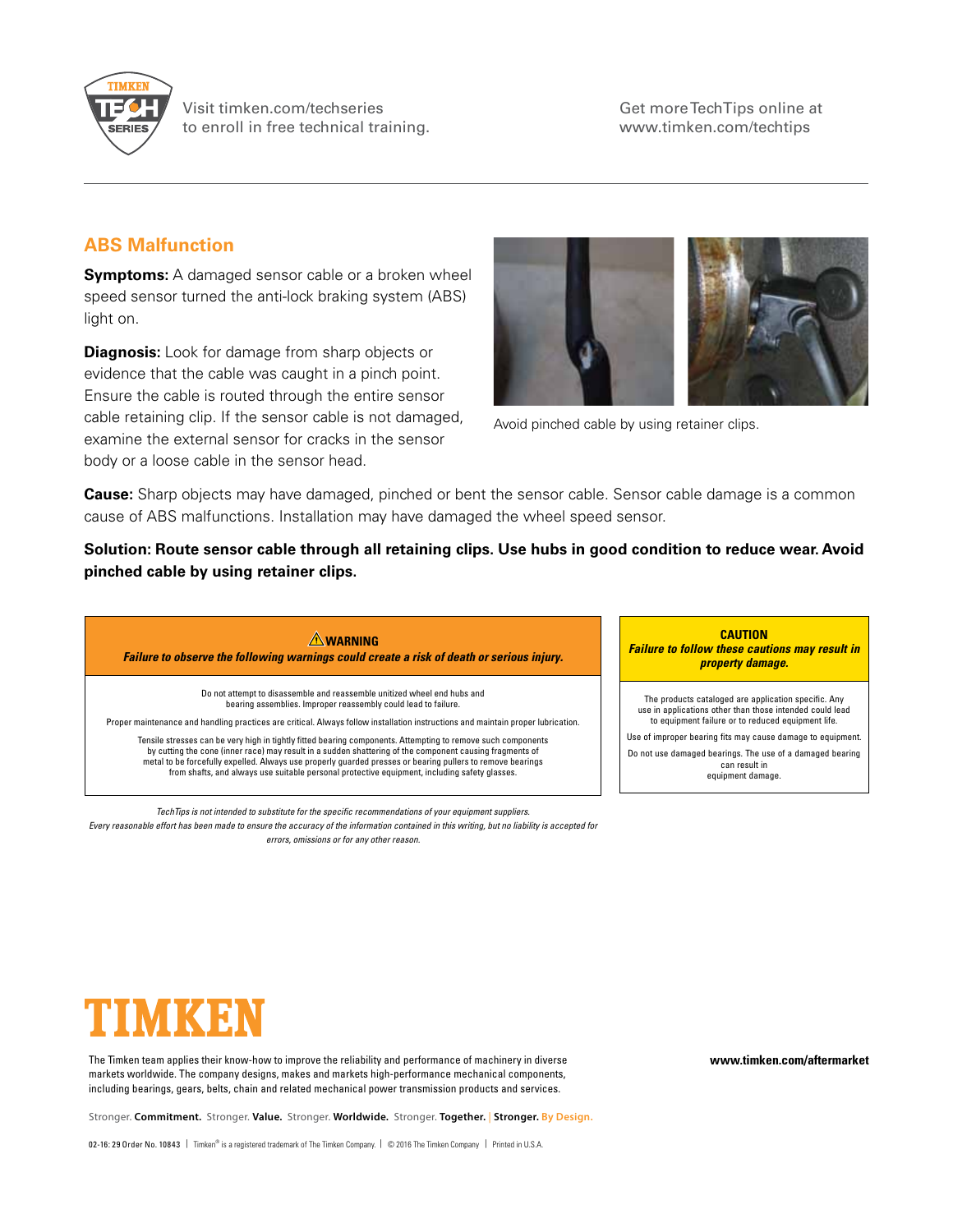Visit timken.com/techseries
to enroll in free technical training.

Get more TechTips online at
www.timken.com/techtips

## ABS Malfunction

**Symptoms:** A damaged sensor cable or a broken wheel speed sensor turned the anti-lock braking system (ABS) light on.

**Diagnosis:** Look for damage from sharp objects or evidence that the cable was caught in a pinch point. Ensure the cable is routed through the entire sensor cable retaining clip. If the sensor cable is not damaged, examine the external sensor for cracks in the sensor body or a loose cable in the sensor head.

Avoid pinched cable by using retainer clips.

**Cause:** Sharp objects may have damaged, pinched or bent the sensor cable. Sensor cable damage is a common cause of ABS malfunctions. Installation may have damaged the wheel speed sensor.

**Solution: Route sensor cable through all retaining clips. Use hubs in good condition to reduce wear. Avoid pinched cable by using retainer clips.**

**⚠WARNING**
***Failure to observe the following warnings could create a risk of death or serious injury.***

Do not attempt to disassemble and reassemble unitized wheel end hubs and bearing assemblies. Improper reassembly could lead to failure.

Proper maintenance and handling practices are critical. Always follow installation instructions and maintain proper lubrication.

Tensile stresses can be very high in tightly fitted bearing components. Attempting to remove such components by cutting the cone (inner race) may result in a sudden shattering of the component causing fragments of metal to be forcefully expelled. Always use properly guarded presses or bearing pullers to remove bearings from shafts, and always use suitable personal protective equipment, including safety glasses.

**CAUTION**
***Failure to follow these cautions may result in property damage.***

The products cataloged are application specific. Any use in applications other than those intended could lead to equipment failure or to reduced equipment life.

Use of improper bearing fits may cause damage to equipment.

Do not use damaged bearings. The use of a damaged bearing can result in equipment damage.

*TechTips is not intended to substitute for the specific recommendations of your equipment suppliers.*
*Every reasonable effort has been made to ensure the accuracy of the information contained in this writing, but no liability is accepted for errors, omissions or for any other reason.*

# TIMKEN

The Timken team applies their know-how to improve the reliability and performance of machinery in diverse markets worldwide. The company designs, makes and markets high-performance mechanical components, including bearings, gears, belts, chain and related mechanical power transmission products and services.

**www.timken.com/aftermarket**

Stronger. **Commitment.** Stronger. **Value.** Stronger. **Worldwide.** Stronger. **Together.** | **Stronger. By Design.**

02-16: 29 Order No. 10843 | Timken® is a registered trademark of The Timken Company. | © 2016 The Timken Company | Printed in U.S.A.